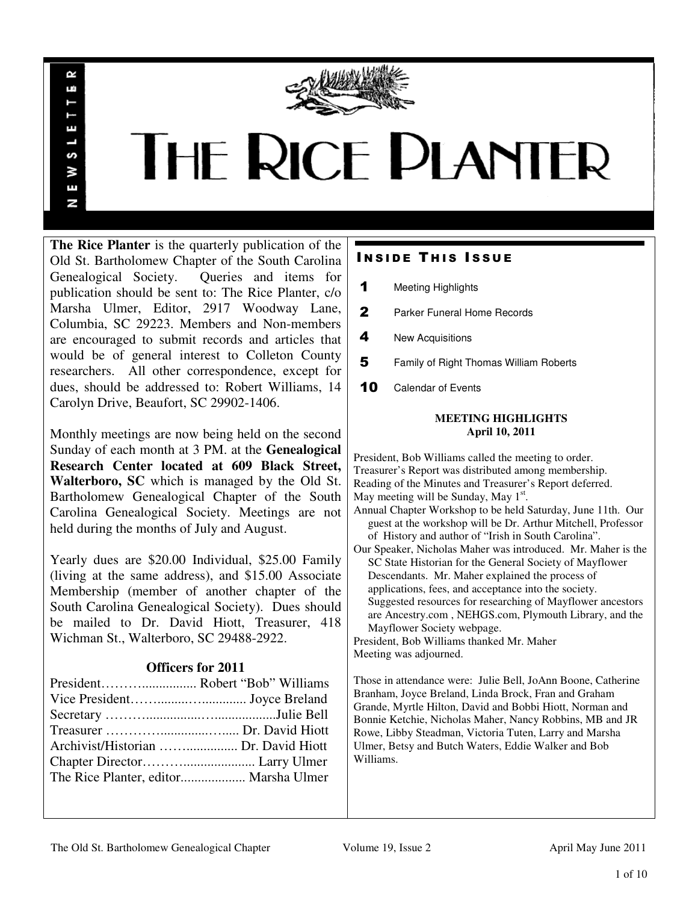# THE RICE PLANTER

NEWSLETTER

**The Rice Planter** is the quarterly publication of the Old St. Bartholomew Chapter of the South Carolina Genealogical Society. Queries and items for publication should be sent to: The Rice Planter, c/o Marsha Ulmer, Editor, 2917 Woodway Lane, Columbia, SC 29223. Members and Non-members are encouraged to submit records and articles that would be of general interest to Colleton County researchers. All other correspondence, except for dues, should be addressed to: Robert Williams, 14 Carolyn Drive, Beaufort, SC 29902-1406.

Monthly meetings are now being held on the second Sunday of each month at 3 PM. at the **Genealogical Research Center located at 609 Black Street, Walterboro, SC** which is managed by the Old St. Bartholomew Genealogical Chapter of the South Carolina Genealogical Society. Meetings are not held during the months of July and August.

Yearly dues are $20.00 Individual, $25.00 Family (living at the same address), and $15.00 Associate Membership (member of another chapter of the South Carolina Genealogical Society). Dues should be mailed to Dr. David Hiott, Treasurer, 418 Wichman St., Walterboro, SC 29488-2922.

### Officers for 2011

President………................ Robert "Bob" Williams
Vice President……..........…............. Joyce Breland
Secretary ………..................…..................Julie Bell
Treasurer …………..............…..... Dr. David Hiott
Archivist/Historian ……............... Dr. David Hiott
Chapter Director………..................... Larry Ulmer
The Rice Planter, editor................... Marsha Ulmer

## INSIDE THIS ISSUE

- **1** Meeting Highlights
- **2** Parker Funeral Home Records
- **4** New Acquisitions
- **5** Family of Right Thomas William Roberts
- **10** Calendar of Events

### MEETING HIGHLIGHTS
**April 10, 2011**

President, Bob Williams called the meeting to order.
Treasurer's Report was distributed among membership.
Reading of the Minutes and Treasurer's Report deferred.
May meeting will be Sunday, May 1st.
Annual Chapter Workshop to be held Saturday, June 11th. Our guest at the workshop will be Dr. Arthur Mitchell, Professor of History and author of "Irish in South Carolina".
Our Speaker, Nicholas Maher was introduced. Mr. Maher is the SC State Historian for the General Society of Mayflower Descendants. Mr. Maher explained the process of applications, fees, and acceptance into the society. Suggested resources for researching of Mayflower ancestors are Ancestry.com , NEHGS.com, Plymouth Library, and the Mayflower Society webpage.
President, Bob Williams thanked Mr. Maher
Meeting was adjourned.

Those in attendance were: Julie Bell, JoAnn Boone, Catherine Branham, Joyce Breland, Linda Brock, Fran and Graham Grande, Myrtle Hilton, David and Bobbi Hiott, Norman and Bonnie Ketchie, Nicholas Maher, Nancy Robbins, MB and JR Rowe, Libby Steadman, Victoria Tuten, Larry and Marsha Ulmer, Betsy and Butch Waters, Eddie Walker and Bob Williams.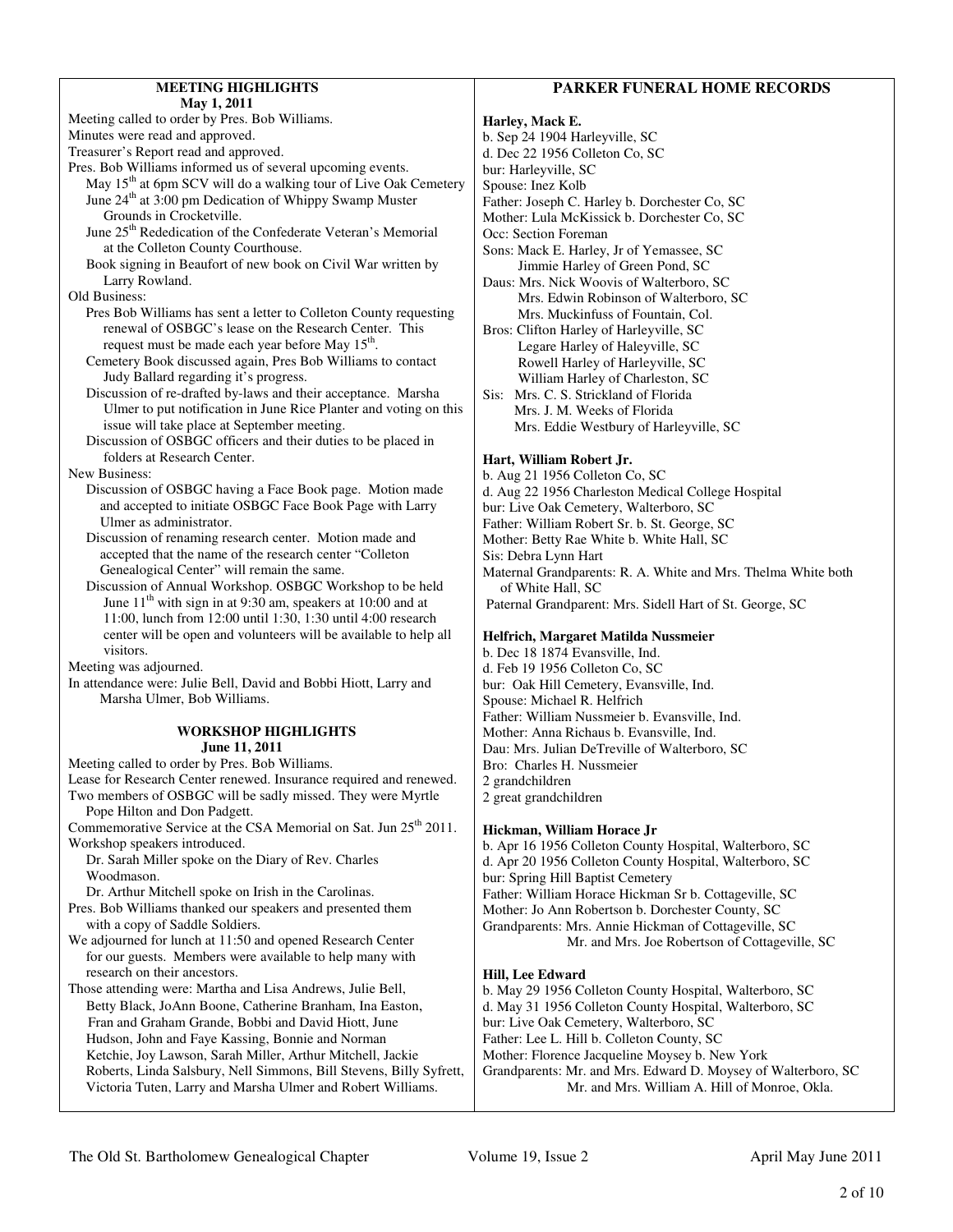## MEETING HIGHLIGHTS

**May 1, 2011**

Meeting called to order by Pres. Bob Williams.
Minutes were read and approved.
Treasurer's Report read and approved.
Pres. Bob Williams informed us of several upcoming events.

- May 15th at 6pm SCV will do a walking tour of Live Oak Cemetery
- June 24th at 3:00 pm Dedication of Whippy Swamp Muster Grounds in Crocketville.
- June 25th Rededication of the Confederate Veteran's Memorial at the Colleton County Courthouse.
- Book signing in Beaufort of new book on Civil War written by Larry Rowland.

Old Business:

- Pres Bob Williams has sent a letter to Colleton County requesting renewal of OSBGC's lease on the Research Center. This request must be made each year before May 15th.
- Cemetery Book discussed again, Pres Bob Williams to contact Judy Ballard regarding it's progress.
- Discussion of re-drafted by-laws and their acceptance. Marsha Ulmer to put notification in June Rice Planter and voting on this issue will take place at September meeting.
- Discussion of OSBGC officers and their duties to be placed in folders at Research Center.

New Business:

- Discussion of OSBGC having a Face Book page. Motion made and accepted to initiate OSBGC Face Book Page with Larry Ulmer as administrator.
- Discussion of renaming research center. Motion made and accepted that the name of the research center "Colleton Genealogical Center" will remain the same.
- Discussion of Annual Workshop. OSBGC Workshop to be held June 11th with sign in at 9:30 am, speakers at 10:00 and at 11:00, lunch from 12:00 until 1:30, 1:30 until 4:00 research center will be open and volunteers will be available to help all visitors.

Meeting was adjourned.
In attendance were: Julie Bell, David and Bobbi Hiott, Larry and Marsha Ulmer, Bob Williams.

## WORKSHOP HIGHLIGHTS

**June 11, 2011**

Meeting called to order by Pres. Bob Williams.
Lease for Research Center renewed. Insurance required and renewed.
Two members of OSBGC will be sadly missed. They were Myrtle Pope Hilton and Don Padgett.
Commemorative Service at the CSA Memorial on Sat. Jun 25th 2011.
Workshop speakers introduced.

- Dr. Sarah Miller spoke on the Diary of Rev. Charles Woodmason.
- Dr. Arthur Mitchell spoke on Irish in the Carolinas.

Pres. Bob Williams thanked our speakers and presented them with a copy of Saddle Soldiers.
We adjourned for lunch at 11:50 and opened Research Center for our guests. Members were available to help many with research on their ancestors.
Those attending were: Martha and Lisa Andrews, Julie Bell, Betty Black, JoAnn Boone, Catherine Branham, Ina Easton, Fran and Graham Grande, Bobbi and David Hiott, June Hudson, John and Faye Kassing, Bonnie and Norman Ketchie, Joy Lawson, Sarah Miller, Arthur Mitchell, Jackie Roberts, Linda Salsbury, Nell Simmons, Bill Stevens, Billy Syfrett, Victoria Tuten, Larry and Marsha Ulmer and Robert Williams.

## PARKER FUNERAL HOME RECORDS

**Harley, Mack E.**
b. Sep 24 1904 Harleyville, SC
d. Dec 22 1956 Colleton Co, SC
bur: Harleyville, SC
Spouse: Inez Kolb
Father: Joseph C. Harley b. Dorchester Co, SC
Mother: Lula McKissick b. Dorchester Co, SC
Occ: Section Foreman
Sons: Mack E. Harley, Jr of Yemassee, SC
Jimmie Harley of Green Pond, SC
Daus: Mrs. Nick Woovis of Walterboro, SC
Mrs. Edwin Robinson of Walterboro, SC
Mrs. Muckinfuss of Fountain, Col.
Bros: Clifton Harley of Harleyville, SC
Legare Harley of Haleyville, SC
Rowell Harley of Harleyville, SC
William Harley of Charleston, SC
Sis: Mrs. C. S. Strickland of Florida
Mrs. J. M. Weeks of Florida
Mrs. Eddie Westbury of Harleyville, SC

**Hart, William Robert Jr.**
b. Aug 21 1956 Colleton Co, SC
d. Aug 22 1956 Charleston Medical College Hospital
bur: Live Oak Cemetery, Walterboro, SC
Father: William Robert Sr. b. St. George, SC
Mother: Betty Rae White b. White Hall, SC
Sis: Debra Lynn Hart
Maternal Grandparents: R. A. White and Mrs. Thelma White both of White Hall, SC
Paternal Grandparent: Mrs. Sidell Hart of St. George, SC

**Helfrich, Margaret Matilda Nussmeier**
b. Dec 18 1874 Evansville, Ind.
d. Feb 19 1956 Colleton Co, SC
bur: Oak Hill Cemetery, Evansville, Ind.
Spouse: Michael R. Helfrich
Father: William Nussmeier b. Evansville, Ind.
Mother: Anna Richaus b. Evansville, Ind.
Dau: Mrs. Julian DeTreville of Walterboro, SC
Bro: Charles H. Nussmeier
2 grandchildren
2 great grandchildren

**Hickman, William Horace Jr**
b. Apr 16 1956 Colleton County Hospital, Walterboro, SC
d. Apr 20 1956 Colleton County Hospital, Walterboro, SC
bur: Spring Hill Baptist Cemetery
Father: William Horace Hickman Sr b. Cottageville, SC
Mother: Jo Ann Robertson b. Dorchester County, SC
Grandparents: Mrs. Annie Hickman of Cottageville, SC
Mr. and Mrs. Joe Robertson of Cottageville, SC

**Hill, Lee Edward**
b. May 29 1956 Colleton County Hospital, Walterboro, SC
d. May 31 1956 Colleton County Hospital, Walterboro, SC
bur: Live Oak Cemetery, Walterboro, SC
Father: Lee L. Hill b. Colleton County, SC
Mother: Florence Jacqueline Moysey b. New York
Grandparents: Mr. and Mrs. Edward D. Moysey of Walterboro, SC
Mr. and Mrs. William A. Hill of Monroe, Okla.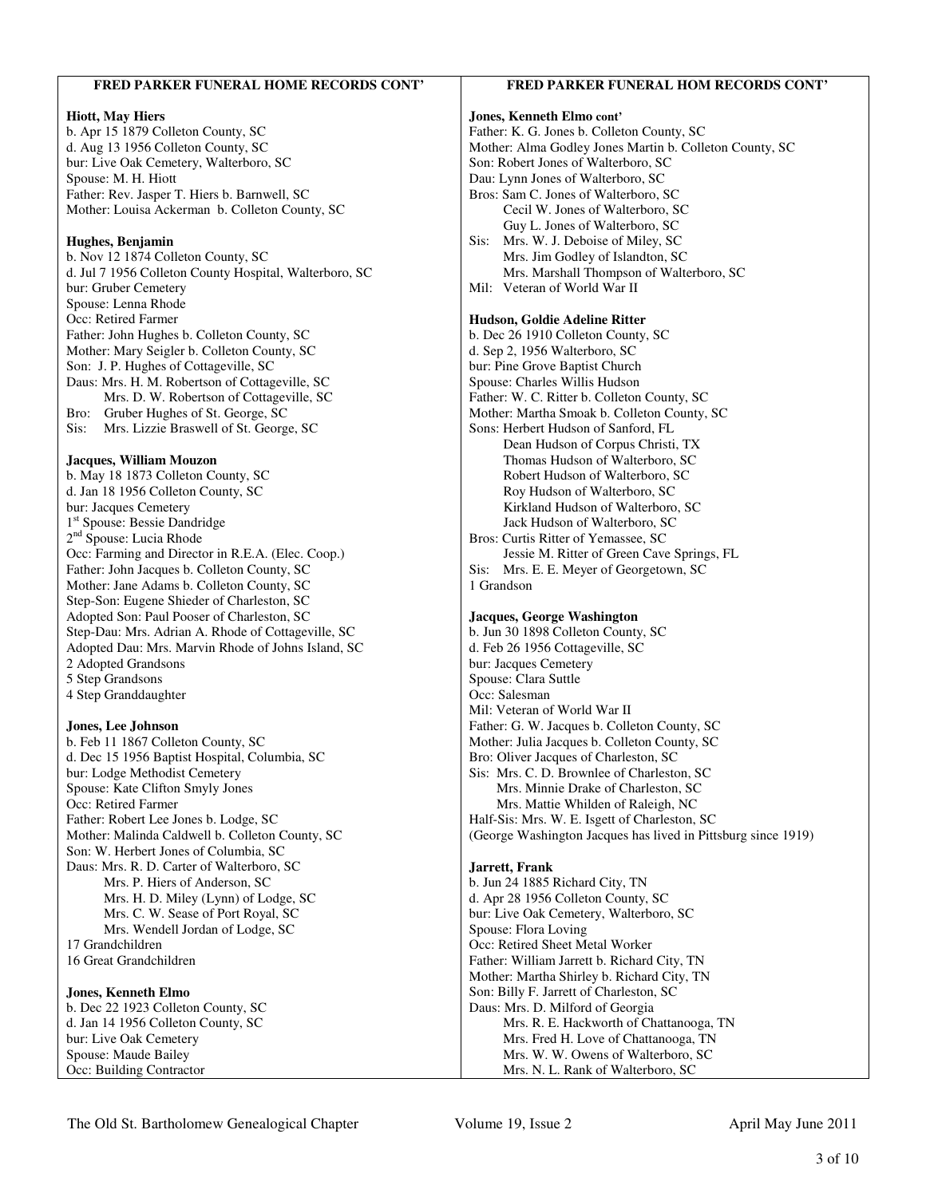**FRED PARKER FUNERAL HOME RECORDS CONT'**

**Hiott, May Hiers**
b. Apr 15 1879 Colleton County, SC
d. Aug 13 1956 Colleton County, SC
bur: Live Oak Cemetery, Walterboro, SC
Spouse: M. H. Hiott
Father: Rev. Jasper T. Hiers b. Barnwell, SC
Mother: Louisa Ackerman b. Colleton County, SC

**Hughes, Benjamin**
b. Nov 12 1874 Colleton County, SC
d. Jul 7 1956 Colleton County Hospital, Walterboro, SC
bur: Gruber Cemetery
Spouse: Lenna Rhode
Occ: Retired Farmer
Father: John Hughes b. Colleton County, SC
Mother: Mary Seigler b. Colleton County, SC
Son: J. P. Hughes of Cottageville, SC
Daus: Mrs. H. M. Robertson of Cottageville, SC
Mrs. D. W. Robertson of Cottageville, SC
Bro: Gruber Hughes of St. George, SC
Sis: Mrs. Lizzie Braswell of St. George, SC

**Jacques, William Mouzon**
b. May 18 1873 Colleton County, SC
d. Jan 18 1956 Colleton County, SC
bur: Jacques Cemetery
1st Spouse: Bessie Dandridge
2nd Spouse: Lucia Rhode
Occ: Farming and Director in R.E.A. (Elec. Coop.)
Father: John Jacques b. Colleton County, SC
Mother: Jane Adams b. Colleton County, SC
Step-Son: Eugene Shieder of Charleston, SC
Adopted Son: Paul Pooser of Charleston, SC
Step-Dau: Mrs. Adrian A. Rhode of Cottageville, SC
Adopted Dau: Mrs. Marvin Rhode of Johns Island, SC
2 Adopted Grandsons
5 Step Grandsons
4 Step Granddaughter

**Jones, Lee Johnson**
b. Feb 11 1867 Colleton County, SC
d. Dec 15 1956 Baptist Hospital, Columbia, SC
bur: Lodge Methodist Cemetery
Spouse: Kate Clifton Smyly Jones
Occ: Retired Farmer
Father: Robert Lee Jones b. Lodge, SC
Mother: Malinda Caldwell b. Colleton County, SC
Son: W. Herbert Jones of Columbia, SC
Daus: Mrs. R. D. Carter of Walterboro, SC
Mrs. P. Hiers of Anderson, SC
Mrs. H. D. Miley (Lynn) of Lodge, SC
Mrs. C. W. Sease of Port Royal, SC
Mrs. Wendell Jordan of Lodge, SC
17 Grandchildren
16 Great Grandchildren

**Jones, Kenneth Elmo**
b. Dec 22 1923 Colleton County, SC
d. Jan 14 1956 Colleton County, SC
bur: Live Oak Cemetery
Spouse: Maude Bailey
Occ: Building Contractor

**FRED PARKER FUNERAL HOM RECORDS CONT'**

**Jones, Kenneth Elmo cont'**
Father: K. G. Jones b. Colleton County, SC
Mother: Alma Godley Jones Martin b. Colleton County, SC
Son: Robert Jones of Walterboro, SC
Dau: Lynn Jones of Walterboro, SC
Bros: Sam C. Jones of Walterboro, SC
Cecil W. Jones of Walterboro, SC
Guy L. Jones of Walterboro, SC
Sis: Mrs. W. J. Deboise of Miley, SC
Mrs. Jim Godley of Islandton, SC
Mrs. Marshall Thompson of Walterboro, SC
Mil: Veteran of World War II

**Hudson, Goldie Adeline Ritter**
b. Dec 26 1910 Colleton County, SC
d. Sep 2, 1956 Walterboro, SC
bur: Pine Grove Baptist Church
Spouse: Charles Willis Hudson
Father: W. C. Ritter b. Colleton County, SC
Mother: Martha Smoak b. Colleton County, SC
Sons: Herbert Hudson of Sanford, FL
Dean Hudson of Corpus Christi, TX
Thomas Hudson of Walterboro, SC
Robert Hudson of Walterboro, SC
Roy Hudson of Walterboro, SC
Kirkland Hudson of Walterboro, SC
Jack Hudson of Walterboro, SC
Bros: Curtis Ritter of Yemassee, SC
Jessie M. Ritter of Green Cave Springs, FL
Sis: Mrs. E. E. Meyer of Georgetown, SC
1 Grandson

**Jacques, George Washington**
b. Jun 30 1898 Colleton County, SC
d. Feb 26 1956 Cottageville, SC
bur: Jacques Cemetery
Spouse: Clara Suttle
Occ: Salesman
Mil: Veteran of World War II
Father: G. W. Jacques b. Colleton County, SC
Mother: Julia Jacques b. Colleton County, SC
Bro: Oliver Jacques of Charleston, SC
Sis: Mrs. C. D. Brownlee of Charleston, SC
Mrs. Minnie Drake of Charleston, SC
Mrs. Mattie Whilden of Raleigh, NC
Half-Sis: Mrs. W. E. Isgett of Charleston, SC
(George Washington Jacques has lived in Pittsburg since 1919)

**Jarrett, Frank**
b. Jun 24 1885 Richard City, TN
d. Apr 28 1956 Colleton County, SC
bur: Live Oak Cemetery, Walterboro, SC
Spouse: Flora Loving
Occ: Retired Sheet Metal Worker
Father: William Jarrett b. Richard City, TN
Mother: Martha Shirley b. Richard City, TN
Son: Billy F. Jarrett of Charleston, SC
Daus: Mrs. D. Milford of Georgia
Mrs. R. E. Hackworth of Chattanooga, TN
Mrs. Fred H. Love of Chattanooga, TN
Mrs. W. W. Owens of Walterboro, SC
Mrs. N. L. Rank of Walterboro, SC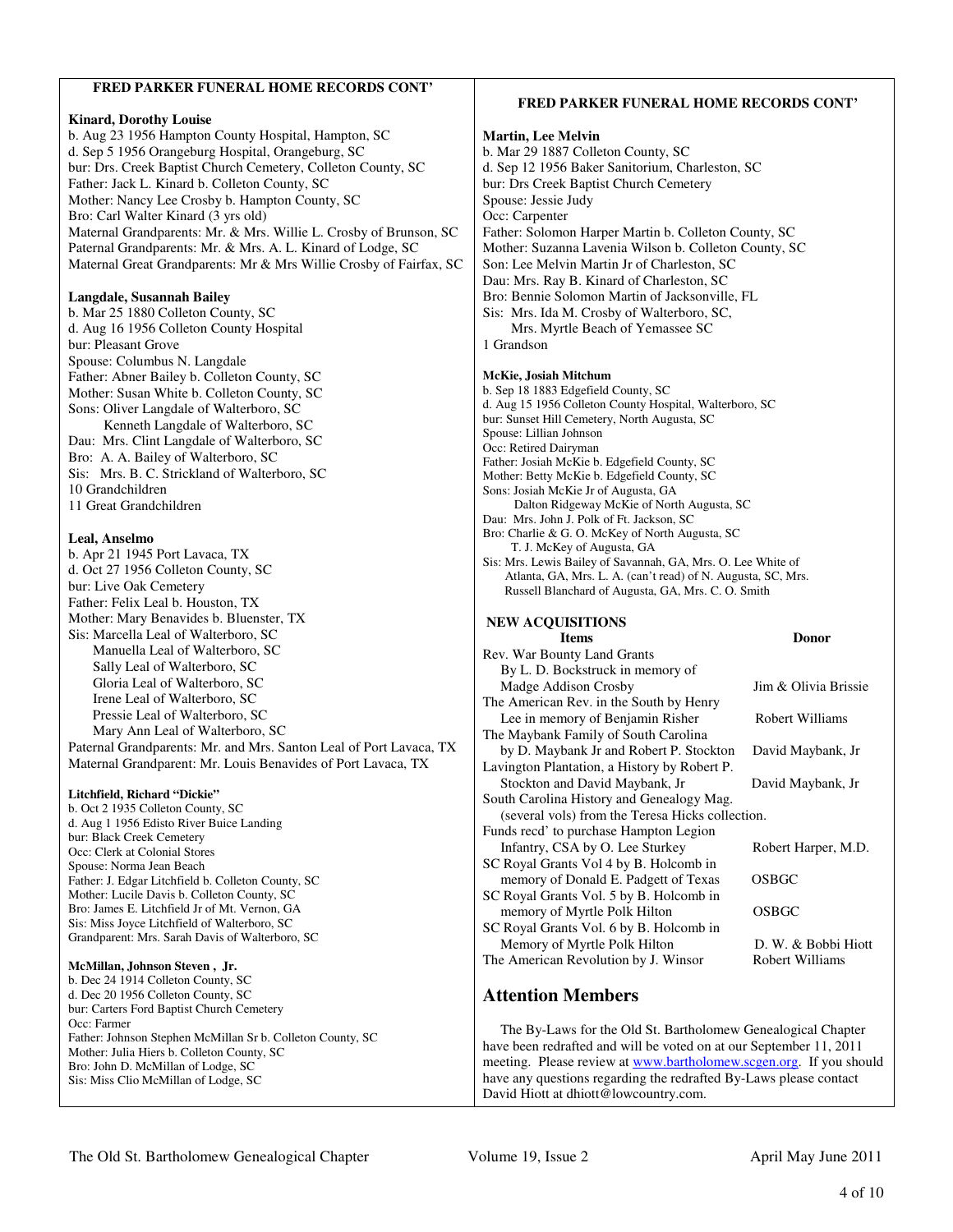## FRED PARKER FUNERAL HOME RECORDS CONT'

**Kinard, Dorothy Louise**
b. Aug 23 1956 Hampton County Hospital, Hampton, SC
d. Sep 5 1956 Orangeburg Hospital, Orangeburg, SC
bur: Drs. Creek Baptist Church Cemetery, Colleton County, SC
Father: Jack L. Kinard b. Colleton County, SC
Mother: Nancy Lee Crosby b. Hampton County, SC
Bro: Carl Walter Kinard (3 yrs old)
Maternal Grandparents: Mr. & Mrs. Willie L. Crosby of Brunson, SC
Paternal Grandparents: Mr. & Mrs. A. L. Kinard of Lodge, SC
Maternal Great Grandparents: Mr & Mrs Willie Crosby of Fairfax, SC

**Langdale, Susannah Bailey**
b. Mar 25 1880 Colleton County, SC
d. Aug 16 1956 Colleton County Hospital
bur: Pleasant Grove
Spouse: Columbus N. Langdale
Father: Abner Bailey b. Colleton County, SC
Mother: Susan White b. Colleton County, SC
Sons: Oliver Langdale of Walterboro, SC
Kenneth Langdale of Walterboro, SC
Dau: Mrs. Clint Langdale of Walterboro, SC
Bro: A. A. Bailey of Walterboro, SC
Sis: Mrs. B. C. Strickland of Walterboro, SC
10 Grandchildren
11 Great Grandchildren

**Leal, Anselmo**
b. Apr 21 1945 Port Lavaca, TX
d. Oct 27 1956 Colleton County, SC
bur: Live Oak Cemetery
Father: Felix Leal b. Houston, TX
Mother: Mary Benavides b. Bluenster, TX
Sis: Marcella Leal of Walterboro, SC
Manuella Leal of Walterboro, SC
Sally Leal of Walterboro, SC
Gloria Leal of Walterboro, SC
Irene Leal of Walterboro, SC
Pressie Leal of Walterboro, SC
Mary Ann Leal of Walterboro, SC
Paternal Grandparents: Mr. and Mrs. Santon Leal of Port Lavaca, TX
Maternal Grandparent: Mr. Louis Benavides of Port Lavaca, TX

**Litchfield, Richard "Dickie"**
b. Oct 2 1935 Colleton County, SC
d. Aug 1 1956 Edisto River Buice Landing
bur: Black Creek Cemetery
Occ: Clerk at Colonial Stores
Spouse: Norma Jean Beach
Father: J. Edgar Litchfield b. Colleton County, SC
Mother: Lucile Davis b. Colleton County, SC
Bro: James E. Litchfield Jr of Mt. Vernon, GA
Sis: Miss Joyce Litchfield of Walterboro, SC
Grandparent: Mrs. Sarah Davis of Walterboro, SC

**McMillan, Johnson Steven , Jr.**
b. Dec 24 1914 Colleton County, SC
d. Dec 20 1956 Colleton County, SC
bur: Carters Ford Baptist Church Cemetery
Occ: Farmer
Father: Johnson Stephen McMillan Sr b. Colleton County, SC
Mother: Julia Hiers b. Colleton County, SC
Bro: John D. McMillan of Lodge, SC
Sis: Miss Clio McMillan of Lodge, SC

## FRED PARKER FUNERAL HOME RECORDS CONT'

**Martin, Lee Melvin**
b. Mar 29 1887 Colleton County, SC
d. Sep 12 1956 Baker Sanitorium, Charleston, SC
bur: Drs Creek Baptist Church Cemetery
Spouse: Jessie Judy
Occ: Carpenter
Father: Solomon Harper Martin b. Colleton County, SC
Mother: Suzanna Lavenia Wilson b. Colleton County, SC
Son: Lee Melvin Martin Jr of Charleston, SC
Dau: Mrs. Ray B. Kinard of Charleston, SC
Bro: Bennie Solomon Martin of Jacksonville, FL
Sis: Mrs. Ida M. Crosby of Walterboro, SC,
Mrs. Myrtle Beach of Yemassee SC
1 Grandson

**McKie, Josiah Mitchum**
b. Sep 18 1883 Edgefield County, SC
d. Aug 15 1956 Colleton County Hospital, Walterboro, SC
bur: Sunset Hill Cemetery, North Augusta, SC
Spouse: Lillian Johnson
Occ: Retired Dairyman
Father: Josiah McKie b. Edgefield County, SC
Mother: Betty McKie b. Edgefield County, SC
Sons: Josiah McKie Jr of Augusta, GA
Dalton Ridgeway McKie of North Augusta, SC
Dau: Mrs. John J. Polk of Ft. Jackson, SC
Bro: Charlie & G. O. McKey of North Augusta, SC
T. J. McKey of Augusta, GA
Sis: Mrs. Lewis Bailey of Savannah, GA, Mrs. O. Lee White of Atlanta, GA, Mrs. L. A. (can't read) of N. Augusta, SC, Mrs. Russell Blanchard of Augusta, GA, Mrs. C. O. Smith

## NEW ACQUISITIONS

| Items | Donor |
|---|---|
| Rev. War Bounty Land Grants By L. D. Bockstruck in memory of Madge Addison Crosby | Jim & Olivia Brissie |
| The American Rev. in the South by Henry Lee in memory of Benjamin Risher | Robert Williams |
| The Maybank Family of South Carolina by D. Maybank Jr and Robert P. Stockton | David Maybank, Jr |
| Lavington Plantation, a History by Robert P. Stockton and David Maybank, Jr | David Maybank, Jr |
| South Carolina History and Genealogy Mag. (several vols) from the Teresa Hicks collection. | |
| Funds recd' to purchase Hampton Legion Infantry, CSA by O. Lee Sturkey | Robert Harper, M.D. |
| SC Royal Grants Vol 4 by B. Holcomb in memory of Donald E. Padgett of Texas | OSBGC |
| SC Royal Grants Vol. 5 by B. Holcomb in memory of Myrtle Polk Hilton | OSBGC |
| SC Royal Grants Vol. 6 by B. Holcomb in Memory of Myrtle Polk Hilton | D. W. & Bobbi Hiott |
| The American Revolution by J. Winsor | Robert Williams |

## Attention Members

The By-Laws for the Old St. Bartholomew Genealogical Chapter have been redrafted and will be voted on at our September 11, 2011 meeting. Please review at www.bartholomew.scgen.org. If you should have any questions regarding the redrafted By-Laws please contact David Hiott at dhiott@lowcountry.com.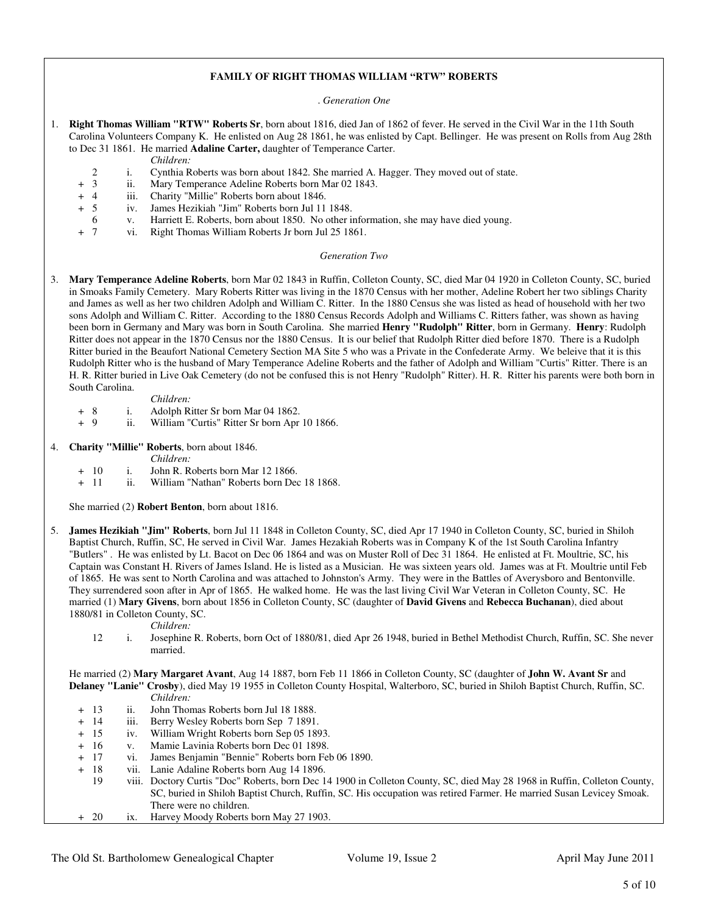### FAMILY OF RIGHT THOMAS WILLIAM "RTW" ROBERTS

*. Generation One*

1. **Right Thomas William "RTW" Roberts Sr**, born about 1816, died Jan of 1862 of fever. He served in the Civil War in the 11th South Carolina Volunteers Company K. He enlisted on Aug 28 1861, he was enlisted by Capt. Bellinger. He was present on Rolls from Aug 28th to Dec 31 1861. He married **Adaline Carter,** daughter of Temperance Carter.

   *Children:*

   - 2 i. Cynthia Roberts was born about 1842. She married A. Hagger. They moved out of state.
   - \+ 3 ii. Mary Temperance Adeline Roberts born Mar 02 1843.
   - \+ 4 iii. Charity "Millie" Roberts born about 1846.
   - \+ 5 iv. James Hezikiah "Jim" Roberts born Jul 11 1848.
   - 6 v. Harriett E. Roberts, born about 1850. No other information, she may have died young.
   - \+ 7 vi. Right Thomas William Roberts Jr born Jul 25 1861.

*Generation Two*

3. **Mary Temperance Adeline Roberts**, born Mar 02 1843 in Ruffin, Colleton County, SC, died Mar 04 1920 in Colleton County, SC, buried in Smoaks Family Cemetery. Mary Roberts Ritter was living in the 1870 Census with her mother, Adeline Robert her two siblings Charity and James as well as her two children Adolph and William C. Ritter. In the 1880 Census she was listed as head of household with her two sons Adolph and William C. Ritter. According to the 1880 Census Records Adolph and Williams C. Ritters father, was shown as having been born in Germany and Mary was born in South Carolina. She married **Henry "Rudolph" Ritter**, born in Germany. **Henry**: Rudolph Ritter does not appear in the 1870 Census nor the 1880 Census. It is our belief that Rudolph Ritter died before 1870. There is a Rudolph Ritter buried in the Beaufort National Cemetery Section MA Site 5 who was a Private in the Confederate Army. We beleive that it is this Rudolph Ritter who is the husband of Mary Temperance Adeline Roberts and the father of Adolph and William "Curtis" Ritter. There is an H. R. Ritter buried in Live Oak Cemetery (do not be confused this is not Henry "Rudolph" Ritter). H. R. Ritter his parents were both born in South Carolina.

   *Children:*

   - \+ 8 i. Adolph Ritter Sr born Mar 04 1862.
   - \+ 9 ii. William "Curtis" Ritter Sr born Apr 10 1866.

4. **Charity "Millie" Roberts**, born about 1846.

   *Children:*

   - \+ 10 i. John R. Roberts born Mar 12 1866.
   - \+ 11 ii. William "Nathan" Roberts born Dec 18 1868.

   She married (2) **Robert Benton**, born about 1816.

5. **James Hezikiah "Jim" Roberts**, born Jul 11 1848 in Colleton County, SC, died Apr 17 1940 in Colleton County, SC, buried in Shiloh Baptist Church, Ruffin, SC, He served in Civil War. James Hezakiah Roberts was in Company K of the 1st South Carolina Infantry "Butlers" . He was enlisted by Lt. Bacot on Dec 06 1864 and was on Muster Roll of Dec 31 1864. He enlisted at Ft. Moultrie, SC, his Captain was Constant H. Rivers of James Island. He is listed as a Musician. He was sixteen years old. James was at Ft. Moultrie until Feb of 1865. He was sent to North Carolina and was attached to Johnston's Army. They were in the Battles of Averysboro and Bentonville. They surrendered soon after in Apr of 1865. He walked home. He was the last living Civil War Veteran in Colleton County, SC. He married (1) **Mary Givens**, born about 1856 in Colleton County, SC (daughter of **David Givens** and **Rebecca Buchanan**), died about 1880/81 in Colleton County, SC.

   *Children:*

   - 12 i. Josephine R. Roberts, born Oct of 1880/81, died Apr 26 1948, buried in Bethel Methodist Church, Ruffin, SC. She never married.

   He married (2) **Mary Margaret Avant**, Aug 14 1887, born Feb 11 1866 in Colleton County, SC (daughter of **John W. Avant Sr** and **Delaney "Lanie" Crosby**), died May 19 1955 in Colleton County Hospital, Walterboro, SC, buried in Shiloh Baptist Church, Ruffin, SC.

   *Children:*

   - \+ 13 ii. John Thomas Roberts born Jul 18 1888.
   - \+ 14 iii. Berry Wesley Roberts born Sep 7 1891.
   - \+ 15 iv. William Wright Roberts born Sep 05 1893.
   - \+ 16 v. Mamie Lavinia Roberts born Dec 01 1898.
   - \+ 17 vi. James Benjamin "Bennie" Roberts born Feb 06 1890.
   - \+ 18 vii. Lanie Adaline Roberts born Aug 14 1896.
   - 19 viii. Doctory Curtis "Doc" Roberts, born Dec 14 1900 in Colleton County, SC, died May 28 1968 in Ruffin, Colleton County, SC, buried in Shiloh Baptist Church, Ruffin, SC. His occupation was retired Farmer. He married Susan Levicey Smoak. There were no children.
   - \+ 20 ix. Harvey Moody Roberts born May 27 1903.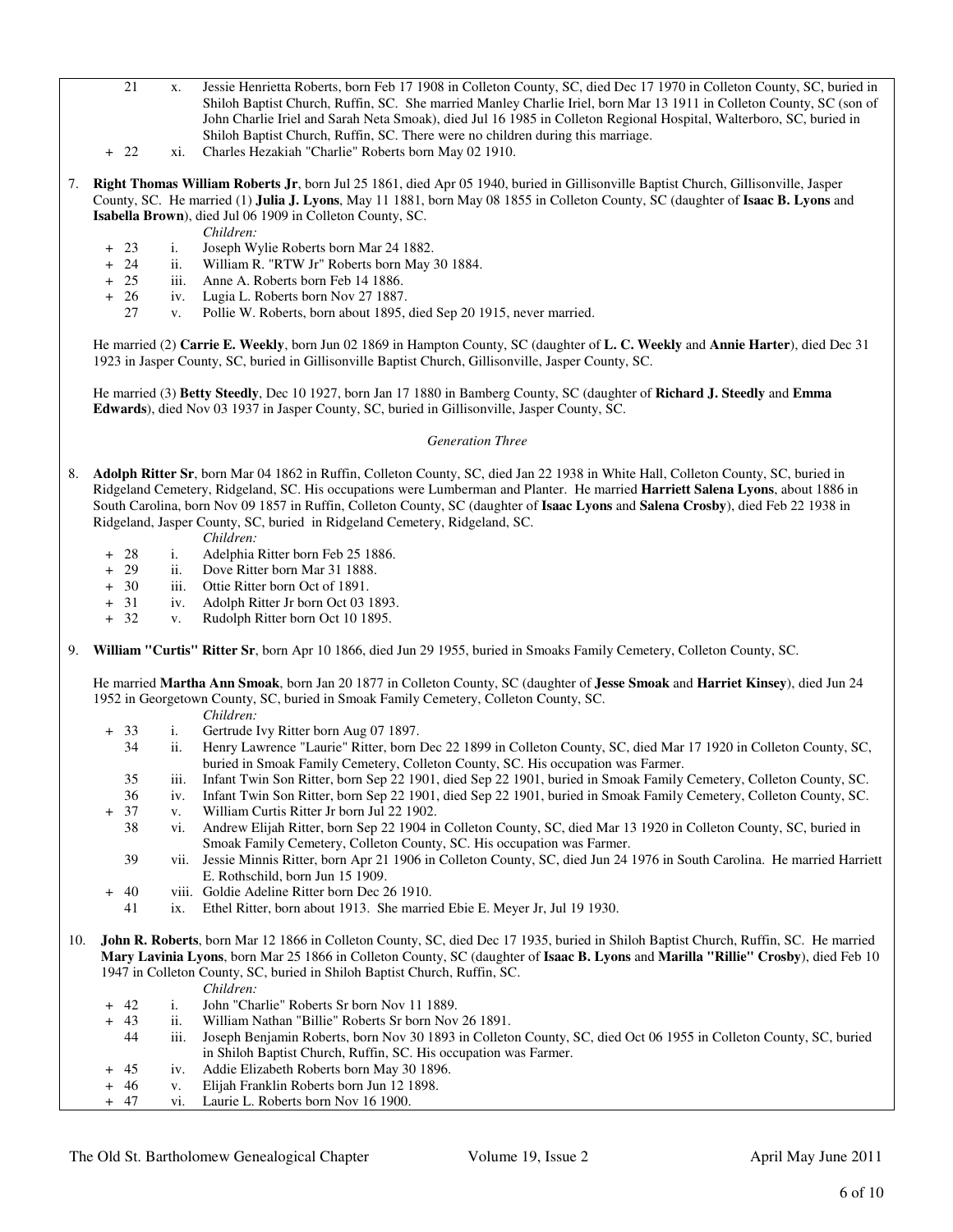21 x. Jessie Henrietta Roberts, born Feb 17 1908 in Colleton County, SC, died Dec 17 1970 in Colleton County, SC, buried in Shiloh Baptist Church, Ruffin, SC. She married Manley Charlie Iriel, born Mar 13 1911 in Colleton County, SC (son of John Charlie Iriel and Sarah Neta Smoak), died Jul 16 1985 in Colleton Regional Hospital, Walterboro, SC, buried in Shiloh Baptist Church, Ruffin, SC. There were no children during this marriage.

\+ 22 xi. Charles Hezakiah "Charlie" Roberts born May 02 1910.

7. **Right Thomas William Roberts Jr**, born Jul 25 1861, died Apr 05 1940, buried in Gillisonville Baptist Church, Gillisonville, Jasper County, SC. He married (1) **Julia J. Lyons**, May 11 1881, born May 08 1855 in Colleton County, SC (daughter of **Isaac B. Lyons** and **Isabella Brown**), died Jul 06 1909 in Colleton County, SC.

   *Children:*

   \+ 23 i. Joseph Wylie Roberts born Mar 24 1882.
   \+ 24 ii. William R. "RTW Jr" Roberts born May 30 1884.
   \+ 25 iii. Anne A. Roberts born Feb 14 1886.
   \+ 26 iv. Lugia L. Roberts born Nov 27 1887.
   27 v. Pollie W. Roberts, born about 1895, died Sep 20 1915, never married.

   He married (2) **Carrie E. Weekly**, born Jun 02 1869 in Hampton County, SC (daughter of **L. C. Weekly** and **Annie Harter**), died Dec 31 1923 in Jasper County, SC, buried in Gillisonville Baptist Church, Gillisonville, Jasper County, SC.

   He married (3) **Betty Steedly**, Dec 10 1927, born Jan 17 1880 in Bamberg County, SC (daughter of **Richard J. Steedly** and **Emma Edwards**), died Nov 03 1937 in Jasper County, SC, buried in Gillisonville, Jasper County, SC.

*Generation Three*

8. **Adolph Ritter Sr**, born Mar 04 1862 in Ruffin, Colleton County, SC, died Jan 22 1938 in White Hall, Colleton County, SC, buried in Ridgeland Cemetery, Ridgeland, SC. His occupations were Lumberman and Planter. He married **Harriett Salena Lyons**, about 1886 in South Carolina, born Nov 09 1857 in Ruffin, Colleton County, SC (daughter of **Isaac Lyons** and **Salena Crosby**), died Feb 22 1938 in Ridgeland, Jasper County, SC, buried in Ridgeland Cemetery, Ridgeland, SC.

   *Children:*

   \+ 28 i. Adelphia Ritter born Feb 25 1886.
   \+ 29 ii. Dove Ritter born Mar 31 1888.
   \+ 30 iii. Ottie Ritter born Oct of 1891.
   \+ 31 iv. Adolph Ritter Jr born Oct 03 1893.
   \+ 32 v. Rudolph Ritter born Oct 10 1895.

9. **William "Curtis" Ritter Sr**, born Apr 10 1866, died Jun 29 1955, buried in Smoaks Family Cemetery, Colleton County, SC.

   He married **Martha Ann Smoak**, born Jan 20 1877 in Colleton County, SC (daughter of **Jesse Smoak** and **Harriet Kinsey**), died Jun 24 1952 in Georgetown County, SC, buried in Smoak Family Cemetery, Colleton County, SC.

   *Children:*

   \+ 33 i. Gertrude Ivy Ritter born Aug 07 1897.
   34 ii. Henry Lawrence "Laurie" Ritter, born Dec 22 1899 in Colleton County, SC, died Mar 17 1920 in Colleton County, SC, buried in Smoak Family Cemetery, Colleton County, SC. His occupation was Farmer.
   35 iii. Infant Twin Son Ritter, born Sep 22 1901, died Sep 22 1901, buried in Smoak Family Cemetery, Colleton County, SC.
   36 iv. Infant Twin Son Ritter, born Sep 22 1901, died Sep 22 1901, buried in Smoak Family Cemetery, Colleton County, SC.
   \+ 37 v. William Curtis Ritter Jr born Jul 22 1902.
   38 vi. Andrew Elijah Ritter, born Sep 22 1904 in Colleton County, SC, died Mar 13 1920 in Colleton County, SC, buried in Smoak Family Cemetery, Colleton County, SC. His occupation was Farmer.
   39 vii. Jessie Minnis Ritter, born Apr 21 1906 in Colleton County, SC, died Jun 24 1976 in South Carolina. He married Harriett E. Rothschild, born Jun 15 1909.
   \+ 40 viii. Goldie Adeline Ritter born Dec 26 1910.
   41 ix. Ethel Ritter, born about 1913. She married Ebie E. Meyer Jr, Jul 19 1930.

10. **John R. Roberts**, born Mar 12 1866 in Colleton County, SC, died Dec 17 1935, buried in Shiloh Baptist Church, Ruffin, SC. He married **Mary Lavinia Lyons**, born Mar 25 1866 in Colleton County, SC (daughter of **Isaac B. Lyons** and **Marilla "Rillie" Crosby**), died Feb 10 1947 in Colleton County, SC, buried in Shiloh Baptist Church, Ruffin, SC.

    *Children:*

    \+ 42 i. John "Charlie" Roberts Sr born Nov 11 1889.
    \+ 43 ii. William Nathan "Billie" Roberts Sr born Nov 26 1891.
    44 iii. Joseph Benjamin Roberts, born Nov 30 1893 in Colleton County, SC, died Oct 06 1955 in Colleton County, SC, buried in Shiloh Baptist Church, Ruffin, SC. His occupation was Farmer.
    \+ 45 iv. Addie Elizabeth Roberts born May 30 1896.
    \+ 46 v. Elijah Franklin Roberts born Jun 12 1898.
    \+ 47 vi. Laurie L. Roberts born Nov 16 1900.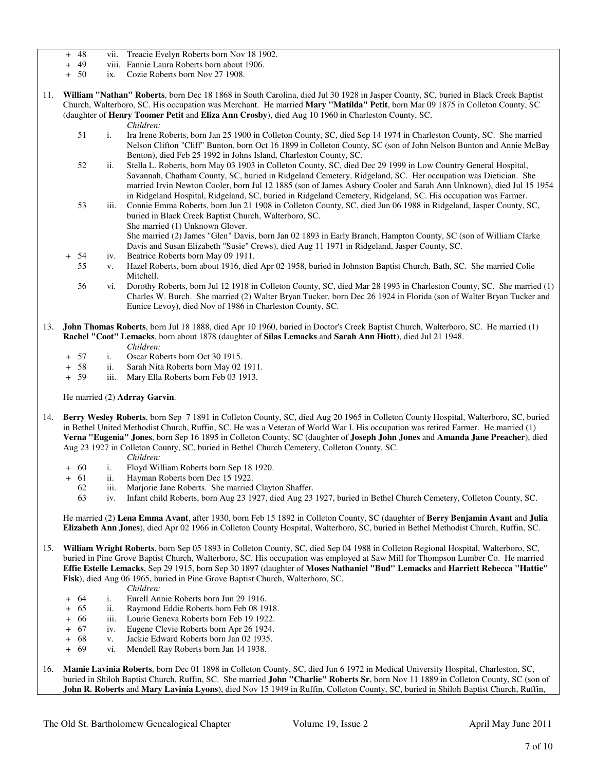+ 48 vii. Treacie Evelyn Roberts born Nov 18 1902.
+ 49 viii. Fannie Laura Roberts born about 1906.
+ 50 ix. Cozie Roberts born Nov 27 1908.

11. **William "Nathan" Roberts**, born Dec 18 1868 in South Carolina, died Jul 30 1928 in Jasper County, SC, buried in Black Creek Baptist Church, Walterboro, SC. His occupation was Merchant. He married **Mary "Matilda" Petit**, born Mar 09 1875 in Colleton County, SC (daughter of **Henry Toomer Petit** and **Eliza Ann Crosby**), died Aug 10 1960 in Charleston County, SC.

*Children:*

51 i. Ira Irene Roberts, born Jan 25 1900 in Colleton County, SC, died Sep 14 1974 in Charleston County, SC. She married Nelson Clifton "Cliff" Bunton, born Oct 16 1899 in Colleton County, SC (son of John Nelson Bunton and Annie McBay Benton), died Feb 25 1992 in Johns Island, Charleston County, SC.

52 ii. Stella L. Roberts, born May 03 1903 in Colleton County, SC, died Dec 29 1999 in Low Country General Hospital, Savannah, Chatham County, SC, buried in Ridgeland Cemetery, Ridgeland, SC. Her occupation was Dietician. She married Irvin Newton Cooler, born Jul 12 1885 (son of James Asbury Cooler and Sarah Ann Unknown), died Jul 15 1954 in Ridgeland Hospital, Ridgeland, SC, buried in Ridgeland Cemetery, Ridgeland, SC. His occupation was Farmer.

53 iii. Connie Emma Roberts, born Jun 21 1908 in Colleton County, SC, died Jun 06 1988 in Ridgeland, Jasper County, SC, buried in Black Creek Baptist Church, Walterboro, SC.
She married (1) Unknown Glover.
She married (2) James "Glen" Davis, born Jan 02 1893 in Early Branch, Hampton County, SC (son of William Clarke Davis and Susan Elizabeth "Susie" Crews), died Aug 11 1971 in Ridgeland, Jasper County, SC.

+ 54 iv. Beatrice Roberts born May 09 1911.

55 v. Hazel Roberts, born about 1916, died Apr 02 1958, buried in Johnston Baptist Church, Bath, SC. She married Colie Mitchell.

56 vi. Dorothy Roberts, born Jul 12 1918 in Colleton County, SC, died Mar 28 1993 in Charleston County, SC. She married (1) Charles W. Burch. She married (2) Walter Bryan Tucker, born Dec 26 1924 in Florida (son of Walter Bryan Tucker and Eunice Levoy), died Nov of 1986 in Charleston County, SC.

13. **John Thomas Roberts**, born Jul 18 1888, died Apr 10 1960, buried in Doctor's Creek Baptist Church, Walterboro, SC. He married (1) **Rachel "Coot" Lemacks**, born about 1878 (daughter of **Silas Lemacks** and **Sarah Ann Hiott**), died Jul 21 1948.

*Children:*

+ 57 i. Oscar Roberts born Oct 30 1915.
+ 58 ii. Sarah Nita Roberts born May 02 1911.
+ 59 iii. Mary Ella Roberts born Feb 03 1913.

He married (2) **Adrray Garvin**.

14. **Berry Wesley Roberts**, born Sep 7 1891 in Colleton County, SC, died Aug 20 1965 in Colleton County Hospital, Walterboro, SC, buried in Bethel United Methodist Church, Ruffin, SC. He was a Veteran of World War I. His occupation was retired Farmer. He married (1) **Verna "Eugenia" Jones**, born Sep 16 1895 in Colleton County, SC (daughter of **Joseph John Jones** and **Amanda Jane Preacher**), died Aug 23 1927 in Colleton County, SC, buried in Bethel Church Cemetery, Colleton County, SC.

*Children:*

+ 60 i. Floyd William Roberts born Sep 18 1920.
+ 61 ii. Hayman Roberts born Dec 15 1922.
62 iii. Marjorie Jane Roberts. She married Clayton Shaffer.
63 iv. Infant child Roberts, born Aug 23 1927, died Aug 23 1927, buried in Bethel Church Cemetery, Colleton County, SC.

He married (2) **Lena Emma Avant**, after 1930, born Feb 15 1892 in Colleton County, SC (daughter of **Berry Benjamin Avant** and **Julia Elizabeth Ann Jones**), died Apr 02 1966 in Colleton County Hospital, Walterboro, SC, buried in Bethel Methodist Church, Ruffin, SC.

15. **William Wright Roberts**, born Sep 05 1893 in Colleton County, SC, died Sep 04 1988 in Colleton Regional Hospital, Walterboro, SC, buried in Pine Grove Baptist Church, Walterboro, SC. His occupation was employed at Saw Mill for Thompson Lumber Co. He married **Effie Estelle Lemacks**, Sep 29 1915, born Sep 30 1897 (daughter of **Moses Nathaniel "Bud" Lemacks** and **Harriett Rebecca "Hattie" Fisk**), died Aug 06 1965, buried in Pine Grove Baptist Church, Walterboro, SC.

*Children:*

+ 64 i. Eurell Annie Roberts born Jun 29 1916.
+ 65 ii. Raymond Eddie Roberts born Feb 08 1918.
+ 66 iii. Lourie Geneva Roberts born Feb 19 1922.
+ 67 iv. Eugene Clevie Roberts born Apr 26 1924.
+ 68 v. Jackie Edward Roberts born Jan 02 1935.
+ 69 vi. Mendell Ray Roberts born Jan 14 1938.

16. **Mamie Lavinia Roberts**, born Dec 01 1898 in Colleton County, SC, died Jun 6 1972 in Medical University Hospital, Charleston, SC, buried in Shiloh Baptist Church, Ruffin, SC. She married **John "Charlie" Roberts Sr**, born Nov 11 1889 in Colleton County, SC (son of **John R. Roberts** and **Mary Lavinia Lyons**), died Nov 15 1949 in Ruffin, Colleton County, SC, buried in Shiloh Baptist Church, Ruffin,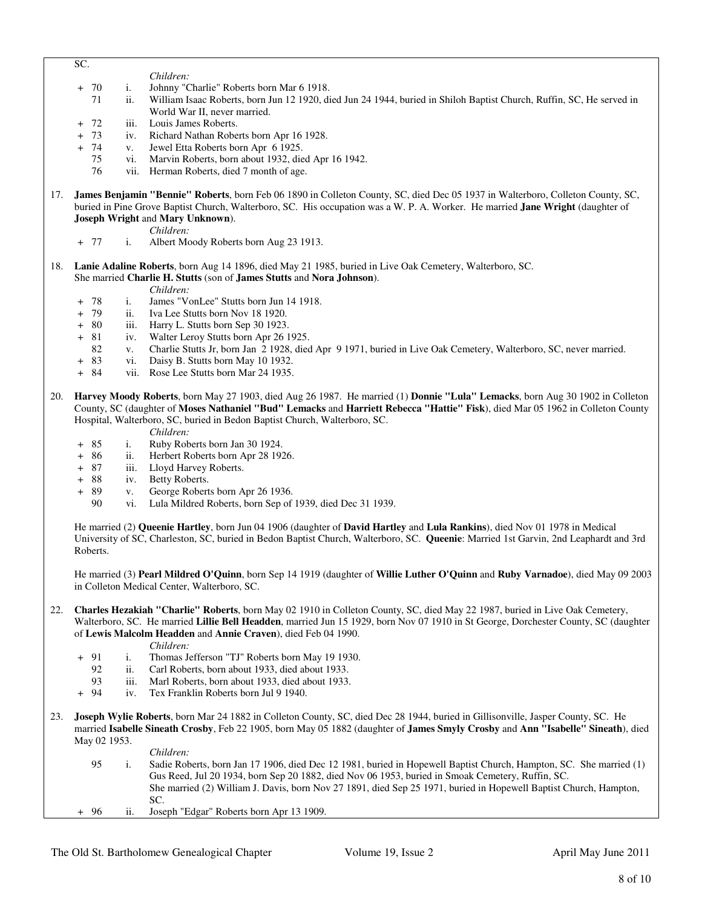SC.

*Children:*

- \+ 70 i. Johnny "Charlie" Roberts born Mar 6 1918.
- 71 ii. William Isaac Roberts, born Jun 12 1920, died Jun 24 1944, buried in Shiloh Baptist Church, Ruffin, SC, He served in World War II, never married.
- \+ 72 iii. Louis James Roberts.
- \+ 73 iv. Richard Nathan Roberts born Apr 16 1928.
- \+ 74 v. Jewel Etta Roberts born Apr 6 1925.
- 75 vi. Marvin Roberts, born about 1932, died Apr 16 1942.
- 76 vii. Herman Roberts, died 7 month of age.

17. **James Benjamin "Bennie" Roberts**, born Feb 06 1890 in Colleton County, SC, died Dec 05 1937 in Walterboro, Colleton County, SC, buried in Pine Grove Baptist Church, Walterboro, SC. His occupation was a W. P. A. Worker. He married **Jane Wright** (daughter of **Joseph Wright** and **Mary Unknown**).

*Children:*

- \+ 77 i. Albert Moody Roberts born Aug 23 1913.

18. **Lanie Adaline Roberts**, born Aug 14 1896, died May 21 1985, buried in Live Oak Cemetery, Walterboro, SC. She married **Charlie H. Stutts** (son of **James Stutts** and **Nora Johnson**).

*Children:*

- \+ 78 i. James "VonLee" Stutts born Jun 14 1918.
- \+ 79 ii. Iva Lee Stutts born Nov 18 1920.
- \+ 80 iii. Harry L. Stutts born Sep 30 1923.
- \+ 81 iv. Walter Leroy Stutts born Apr 26 1925.
- 82 v. Charlie Stutts Jr, born Jan 2 1928, died Apr 9 1971, buried in Live Oak Cemetery, Walterboro, SC, never married.
- \+ 83 vi. Daisy B. Stutts born May 10 1932.
- \+ 84 vii. Rose Lee Stutts born Mar 24 1935.

20. **Harvey Moody Roberts**, born May 27 1903, died Aug 26 1987. He married (1) **Donnie "Lula" Lemacks**, born Aug 30 1902 in Colleton County, SC (daughter of **Moses Nathaniel "Bud" Lemacks** and **Harriett Rebecca "Hattie" Fisk**), died Mar 05 1962 in Colleton County Hospital, Walterboro, SC, buried in Bedon Baptist Church, Walterboro, SC.

*Children:*

- \+ 85 i. Ruby Roberts born Jan 30 1924.
- \+ 86 ii. Herbert Roberts born Apr 28 1926.
- \+ 87 iii. Lloyd Harvey Roberts.
- \+ 88 iv. Betty Roberts.
- \+ 89 v. George Roberts born Apr 26 1936.
- 90 vi. Lula Mildred Roberts, born Sep of 1939, died Dec 31 1939.

He married (2) **Queenie Hartley**, born Jun 04 1906 (daughter of **David Hartley** and **Lula Rankins**), died Nov 01 1978 in Medical University of SC, Charleston, SC, buried in Bedon Baptist Church, Walterboro, SC. **Queenie**: Married 1st Garvin, 2nd Leaphardt and 3rd Roberts.

He married (3) **Pearl Mildred O'Quinn**, born Sep 14 1919 (daughter of **Willie Luther O'Quinn** and **Ruby Varnadoe**), died May 09 2003 in Colleton Medical Center, Walterboro, SC.

22. **Charles Hezakiah "Charlie" Roberts**, born May 02 1910 in Colleton County, SC, died May 22 1987, buried in Live Oak Cemetery, Walterboro, SC. He married **Lillie Bell Headden**, married Jun 15 1929, born Nov 07 1910 in St George, Dorchester County, SC (daughter of **Lewis Malcolm Headden** and **Annie Craven**), died Feb 04 1990.

*Children:*

- \+ 91 i. Thomas Jefferson "TJ" Roberts born May 19 1930.
- 92 ii. Carl Roberts, born about 1933, died about 1933.
- 93 iii. Marl Roberts, born about 1933, died about 1933.
- \+ 94 iv. Tex Franklin Roberts born Jul 9 1940.

23. **Joseph Wylie Roberts**, born Mar 24 1882 in Colleton County, SC, died Dec 28 1944, buried in Gillisonville, Jasper County, SC. He married **Isabelle Sineath Crosby**, Feb 22 1905, born May 05 1882 (daughter of **James Smyly Crosby** and **Ann "Isabelle" Sineath**), died May 02 1953.

*Children:*

- 95 i. Sadie Roberts, born Jan 17 1906, died Dec 12 1981, buried in Hopewell Baptist Church, Hampton, SC. She married (1) Gus Reed, Jul 20 1934, born Sep 20 1882, died Nov 06 1953, buried in Smoak Cemetery, Ruffin, SC. She married (2) William J. Davis, born Nov 27 1891, died Sep 25 1971, buried in Hopewell Baptist Church, Hampton, SC.
- \+ 96 ii. Joseph "Edgar" Roberts born Apr 13 1909.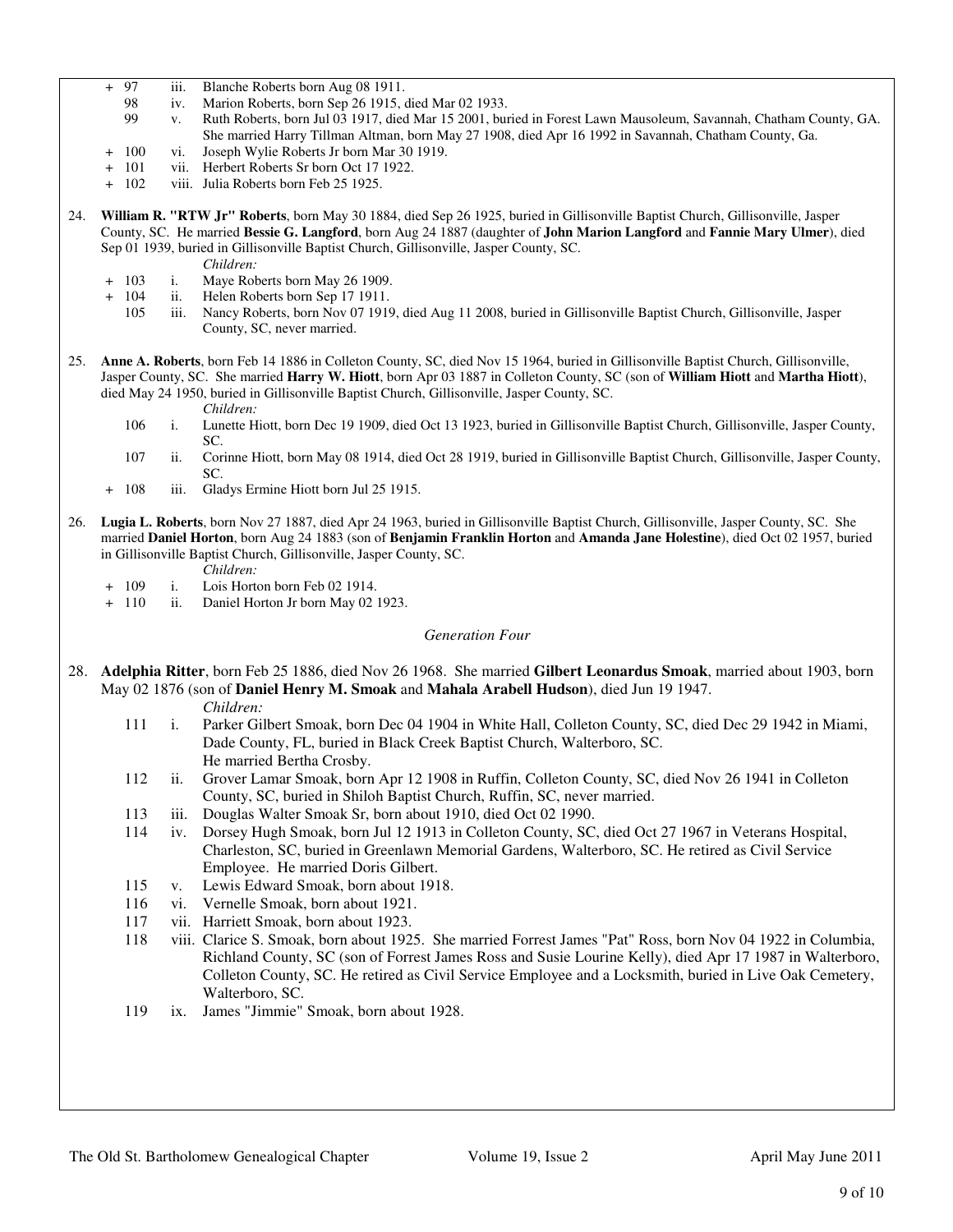+ 97 iii. Blanche Roberts born Aug 08 1911.
  98 iv. Marion Roberts, born Sep 26 1915, died Mar 02 1933.
  99 v. Ruth Roberts, born Jul 03 1917, died Mar 15 2001, buried in Forest Lawn Mausoleum, Savannah, Chatham County, GA. She married Harry Tillman Altman, born May 27 1908, died Apr 16 1992 in Savannah, Chatham County, Ga.
+ 100 vi. Joseph Wylie Roberts Jr born Mar 30 1919.
+ 101 vii. Herbert Roberts Sr born Oct 17 1922.
+ 102 viii. Julia Roberts born Feb 25 1925.

24. **William R. "RTW Jr" Roberts**, born May 30 1884, died Sep 26 1925, buried in Gillisonville Baptist Church, Gillisonville, Jasper County, SC. He married **Bessie G. Langford**, born Aug 24 1887 (daughter of **John Marion Langford** and **Fannie Mary Ulmer**), died Sep 01 1939, buried in Gillisonville Baptist Church, Gillisonville, Jasper County, SC.

   *Children:*

   + 103 i. Maye Roberts born May 26 1909.
   + 104 ii. Helen Roberts born Sep 17 1911.
     105 iii. Nancy Roberts, born Nov 07 1919, died Aug 11 2008, buried in Gillisonville Baptist Church, Gillisonville, Jasper County, SC, never married.

25. **Anne A. Roberts**, born Feb 14 1886 in Colleton County, SC, died Nov 15 1964, buried in Gillisonville Baptist Church, Gillisonville, Jasper County, SC. She married **Harry W. Hiott**, born Apr 03 1887 in Colleton County, SC (son of **William Hiott** and **Martha Hiott**), died May 24 1950, buried in Gillisonville Baptist Church, Gillisonville, Jasper County, SC.

   *Children:*

     106 i. Lunette Hiott, born Dec 19 1909, died Oct 13 1923, buried in Gillisonville Baptist Church, Gillisonville, Jasper County, SC.
     107 ii. Corinne Hiott, born May 08 1914, died Oct 28 1919, buried in Gillisonville Baptist Church, Gillisonville, Jasper County, SC.
   + 108 iii. Gladys Ermine Hiott born Jul 25 1915.

26. **Lugia L. Roberts**, born Nov 27 1887, died Apr 24 1963, buried in Gillisonville Baptist Church, Gillisonville, Jasper County, SC. She married **Daniel Horton**, born Aug 24 1883 (son of **Benjamin Franklin Horton** and **Amanda Jane Holestine**), died Oct 02 1957, buried in Gillisonville Baptist Church, Gillisonville, Jasper County, SC.

   *Children:*

   + 109 i. Lois Horton born Feb 02 1914.
   + 110 ii. Daniel Horton Jr born May 02 1923.

*Generation Four*

28. **Adelphia Ritter**, born Feb 25 1886, died Nov 26 1968. She married **Gilbert Leonardus Smoak**, married about 1903, born May 02 1876 (son of **Daniel Henry M. Smoak** and **Mahala Arabell Hudson**), died Jun 19 1947.

   *Children:*

     111 i. Parker Gilbert Smoak, born Dec 04 1904 in White Hall, Colleton County, SC, died Dec 29 1942 in Miami, Dade County, FL, buried in Black Creek Baptist Church, Walterboro, SC. He married Bertha Crosby.
     112 ii. Grover Lamar Smoak, born Apr 12 1908 in Ruffin, Colleton County, SC, died Nov 26 1941 in Colleton County, SC, buried in Shiloh Baptist Church, Ruffin, SC, never married.
     113 iii. Douglas Walter Smoak Sr, born about 1910, died Oct 02 1990.
     114 iv. Dorsey Hugh Smoak, born Jul 12 1913 in Colleton County, SC, died Oct 27 1967 in Veterans Hospital, Charleston, SC, buried in Greenlawn Memorial Gardens, Walterboro, SC. He retired as Civil Service Employee. He married Doris Gilbert.
     115 v. Lewis Edward Smoak, born about 1918.
     116 vi. Vernelle Smoak, born about 1921.
     117 vii. Harriett Smoak, born about 1923.
     118 viii. Clarice S. Smoak, born about 1925. She married Forrest James "Pat" Ross, born Nov 04 1922 in Columbia, Richland County, SC (son of Forrest James Ross and Susie Lourine Kelly), died Apr 17 1987 in Walterboro, Colleton County, SC. He retired as Civil Service Employee and a Locksmith, buried in Live Oak Cemetery, Walterboro, SC.
     119 ix. James "Jimmie" Smoak, born about 1928.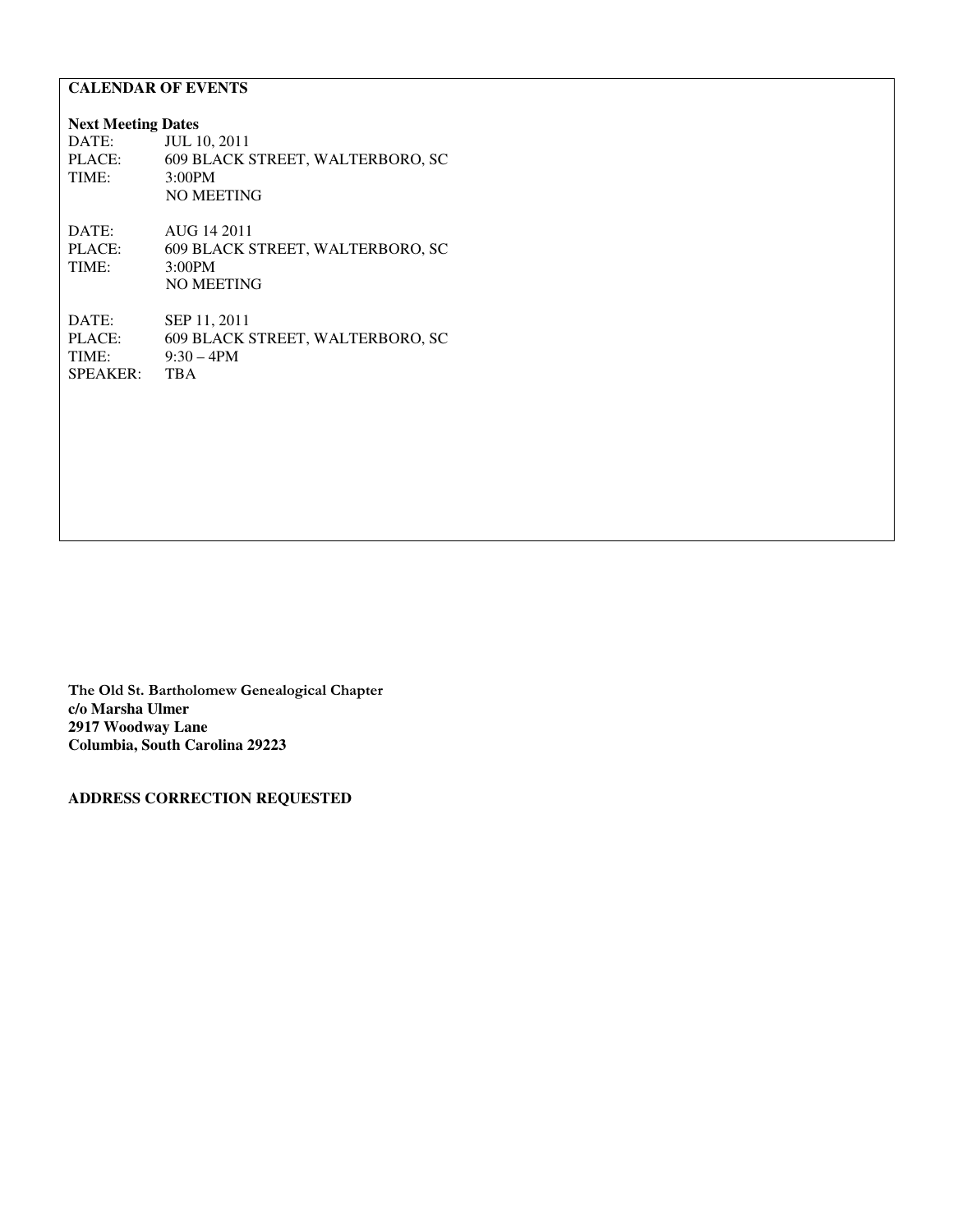**CALENDAR OF EVENTS**

**Next Meeting Dates**

DATE: JUL 10, 2011
PLACE: 609 BLACK STREET, WALTERBORO, SC
TIME: 3:00PM
NO MEETING

DATE: AUG 14 2011
PLACE: 609 BLACK STREET, WALTERBORO, SC
TIME: 3:00PM
NO MEETING

DATE: SEP 11, 2011
PLACE: 609 BLACK STREET, WALTERBORO, SC
TIME: 9:30 – 4PM
SPEAKER: TBA

**The Old St. Bartholomew Genealogical Chapter**
**c/o Marsha Ulmer**
**2917 Woodway Lane**
**Columbia, South Carolina 29223**

**ADDRESS CORRECTION REQUESTED**